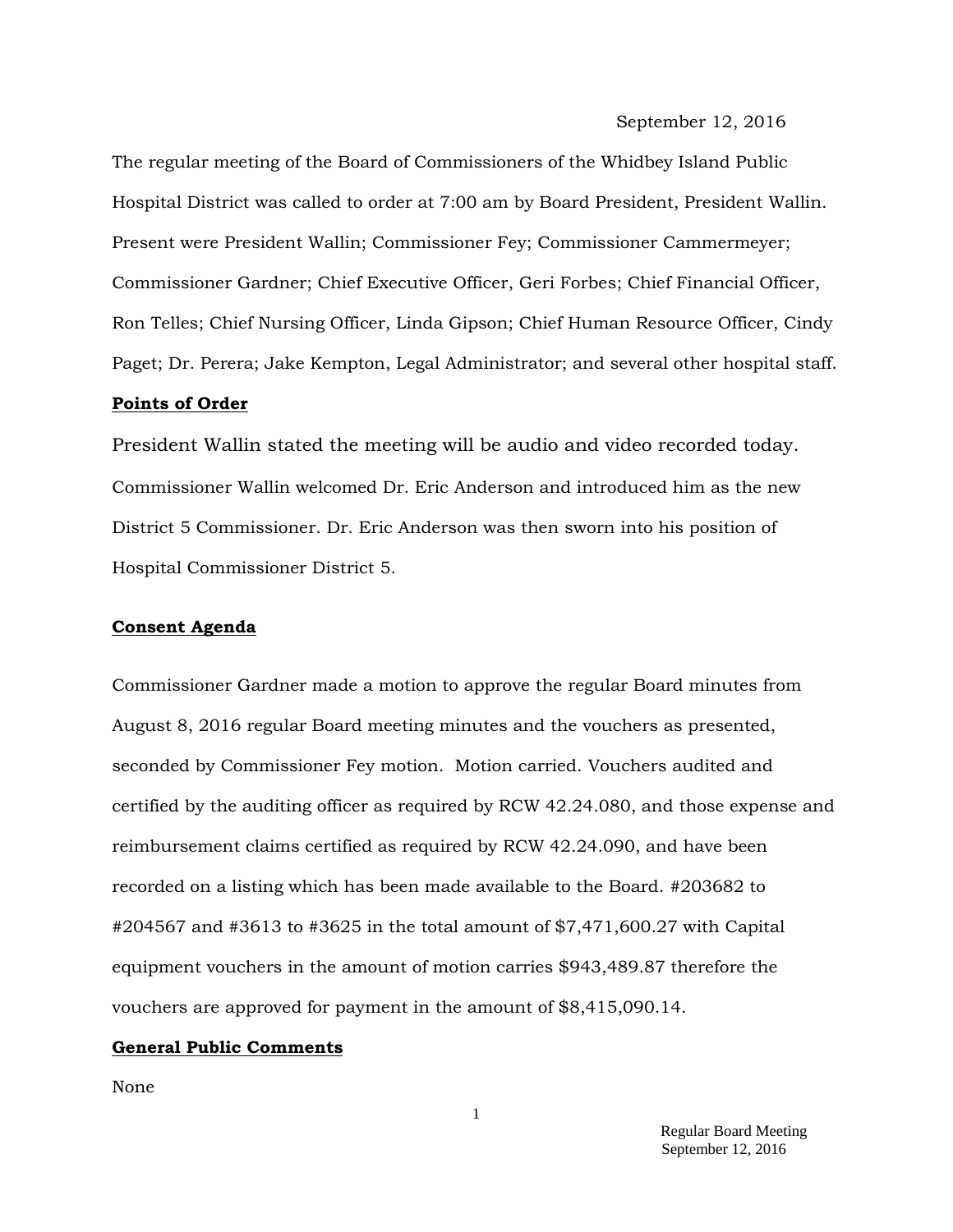September 12, 2016

The regular meeting of the Board of Commissioners of the Whidbey Island Public Hospital District was called to order at 7:00 am by Board President, President Wallin. Present were President Wallin; Commissioner Fey; Commissioner Cammermeyer; Commissioner Gardner; Chief Executive Officer, Geri Forbes; Chief Financial Officer, Ron Telles; Chief Nursing Officer, Linda Gipson; Chief Human Resource Officer, Cindy Paget; Dr. Perera; Jake Kempton, Legal Administrator; and several other hospital staff.

**Points of Order**

President Wallin stated the meeting will be audio and video recorded today. Commissioner Wallin welcomed Dr. Eric Anderson and introduced him as the new District 5 Commissioner. Dr. Eric Anderson was then sworn into his position of Hospital Commissioner District 5.

**Consent Agenda**

Commissioner Gardner made a motion to approve the regular Board minutes from August 8, 2016 regular Board meeting minutes and the vouchers as presented, seconded by Commissioner Fey motion. Motion carried. Vouchers audited and certified by the auditing officer as required by RCW 42.24.080, and those expense and reimbursement claims certified as required by RCW 42.24.090, and have been recorded on a listing which has been made available to the Board. #203682 to #204567 and #3613 to #3625 in the total amount of $7,471,600.27 with Capital equipment vouchers in the amount of motion carries $943,489.87 therefore the vouchers are approved for payment in the amount of $8,415,090.14.

**General Public Comments**

None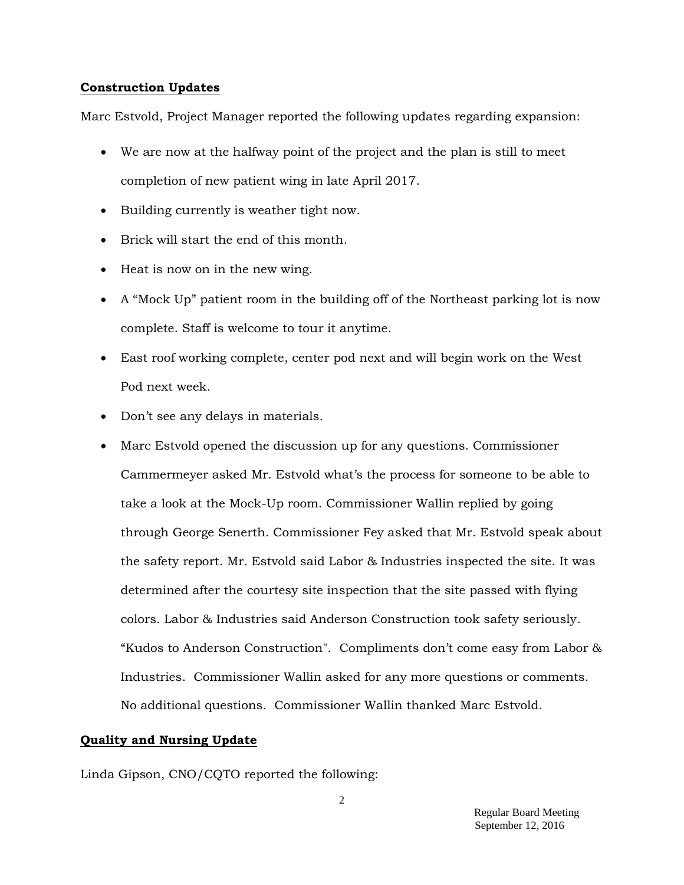**Construction Updates**

Marc Estvold, Project Manager reported the following updates regarding expansion:

- We are now at the halfway point of the project and the plan is still to meet completion of new patient wing in late April 2017.
- Building currently is weather tight now.
- Brick will start the end of this month.
- Heat is now on in the new wing.
- A "Mock Up" patient room in the building off of the Northeast parking lot is now complete. Staff is welcome to tour it anytime.
- East roof working complete, center pod next and will begin work on the West Pod next week.
- Don't see any delays in materials.
- Marc Estvold opened the discussion up for any questions. Commissioner Cammermeyer asked Mr. Estvold what's the process for someone to be able to take a look at the Mock-Up room. Commissioner Wallin replied by going through George Senerth. Commissioner Fey asked that Mr. Estvold speak about the safety report. Mr. Estvold said Labor & Industries inspected the site. It was determined after the courtesy site inspection that the site passed with flying colors. Labor & Industries said Anderson Construction took safety seriously. "Kudos to Anderson Construction". Compliments don't come easy from Labor & Industries. Commissioner Wallin asked for any more questions or comments. No additional questions. Commissioner Wallin thanked Marc Estvold.

**Quality and Nursing Update**

Linda Gipson, CNO/CQTO reported the following: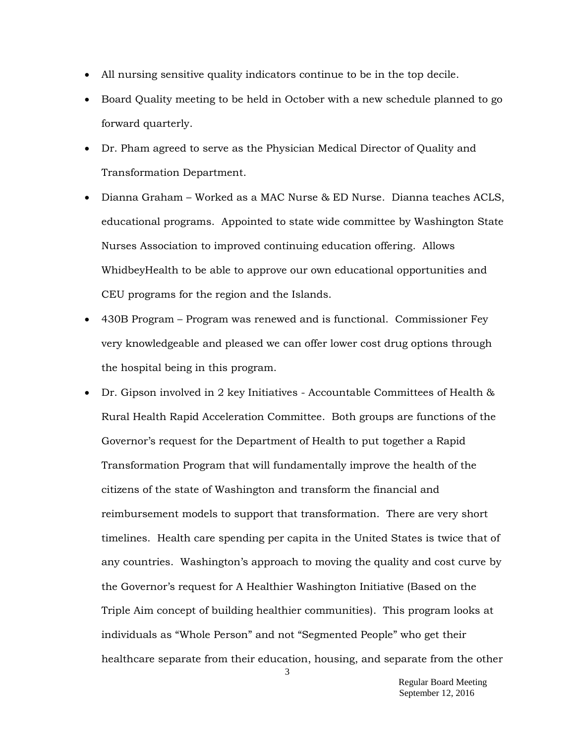- All nursing sensitive quality indicators continue to be in the top decile.
- Board Quality meeting to be held in October with a new schedule planned to go forward quarterly.
- Dr. Pham agreed to serve as the Physician Medical Director of Quality and Transformation Department.
- Dianna Graham – Worked as a MAC Nurse & ED Nurse. Dianna teaches ACLS, educational programs. Appointed to state wide committee by Washington State Nurses Association to improved continuing education offering. Allows WhidbeyHealth to be able to approve our own educational opportunities and CEU programs for the region and the Islands.
- 430B Program – Program was renewed and is functional. Commissioner Fey very knowledgeable and pleased we can offer lower cost drug options through the hospital being in this program.
- Dr. Gipson involved in 2 key Initiatives - Accountable Committees of Health & Rural Health Rapid Acceleration Committee. Both groups are functions of the Governor's request for the Department of Health to put together a Rapid Transformation Program that will fundamentally improve the health of the citizens of the state of Washington and transform the financial and reimbursement models to support that transformation. There are very short timelines. Health care spending per capita in the United States is twice that of any countries. Washington's approach to moving the quality and cost curve by the Governor's request for A Healthier Washington Initiative (Based on the Triple Aim concept of building healthier communities). This program looks at individuals as "Whole Person" and not "Segmented People" who get their healthcare separate from their education, housing, and separate from the other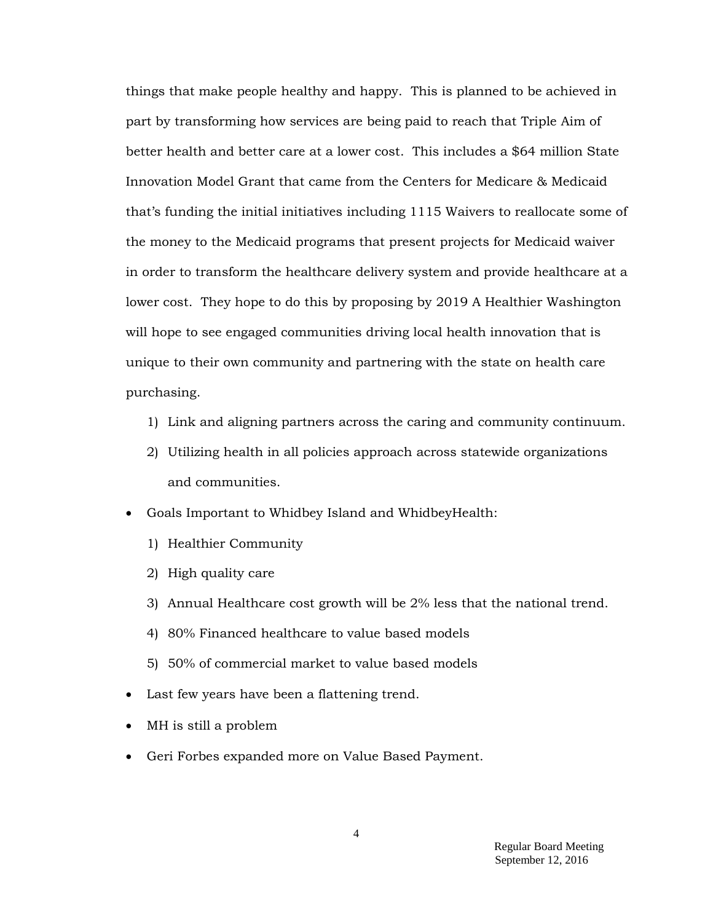things that make people healthy and happy. This is planned to be achieved in part by transforming how services are being paid to reach that Triple Aim of better health and better care at a lower cost. This includes a $64 million State Innovation Model Grant that came from the Centers for Medicare & Medicaid that's funding the initial initiatives including 1115 Waivers to reallocate some of the money to the Medicaid programs that present projects for Medicaid waiver in order to transform the healthcare delivery system and provide healthcare at a lower cost. They hope to do this by proposing by 2019 A Healthier Washington will hope to see engaged communities driving local health innovation that is unique to their own community and partnering with the state on health care purchasing.

1) Link and aligning partners across the caring and community continuum.
2) Utilizing health in all policies approach across statewide organizations and communities.

- Goals Important to Whidbey Island and WhidbeyHealth:
  1) Healthier Community
  2) High quality care
  3) Annual Healthcare cost growth will be 2% less that the national trend.
  4) 80% Financed healthcare to value based models
  5) 50% of commercial market to value based models
- Last few years have been a flattening trend.
- MH is still a problem
- Geri Forbes expanded more on Value Based Payment.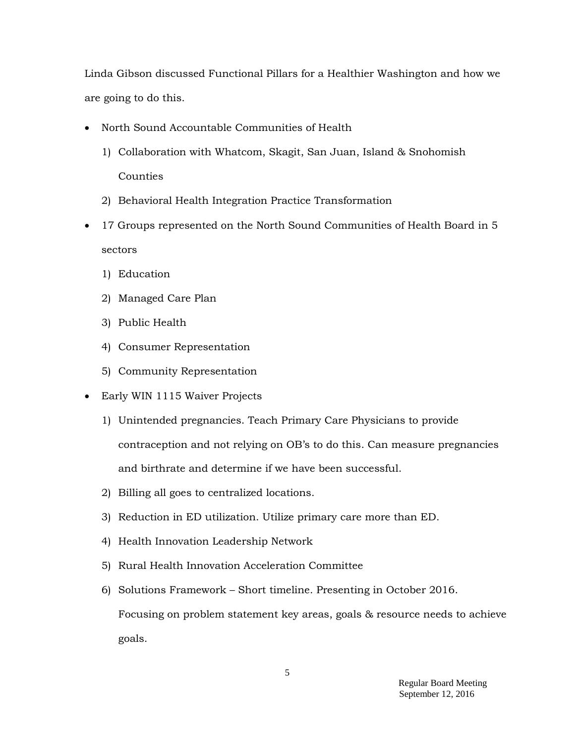Linda Gibson discussed Functional Pillars for a Healthier Washington and how we are going to do this.

- North Sound Accountable Communities of Health
    1) Collaboration with Whatcom, Skagit, San Juan, Island & Snohomish Counties
    2) Behavioral Health Integration Practice Transformation
- 17 Groups represented on the North Sound Communities of Health Board in 5 sectors
    1) Education
    2) Managed Care Plan
    3) Public Health
    4) Consumer Representation
    5) Community Representation
- Early WIN 1115 Waiver Projects
    1) Unintended pregnancies. Teach Primary Care Physicians to provide contraception and not relying on OB's to do this. Can measure pregnancies and birthrate and determine if we have been successful.
    2) Billing all goes to centralized locations.
    3) Reduction in ED utilization. Utilize primary care more than ED.
    4) Health Innovation Leadership Network
    5) Rural Health Innovation Acceleration Committee
    6) Solutions Framework – Short timeline. Presenting in October 2016. Focusing on problem statement key areas, goals & resource needs to achieve goals.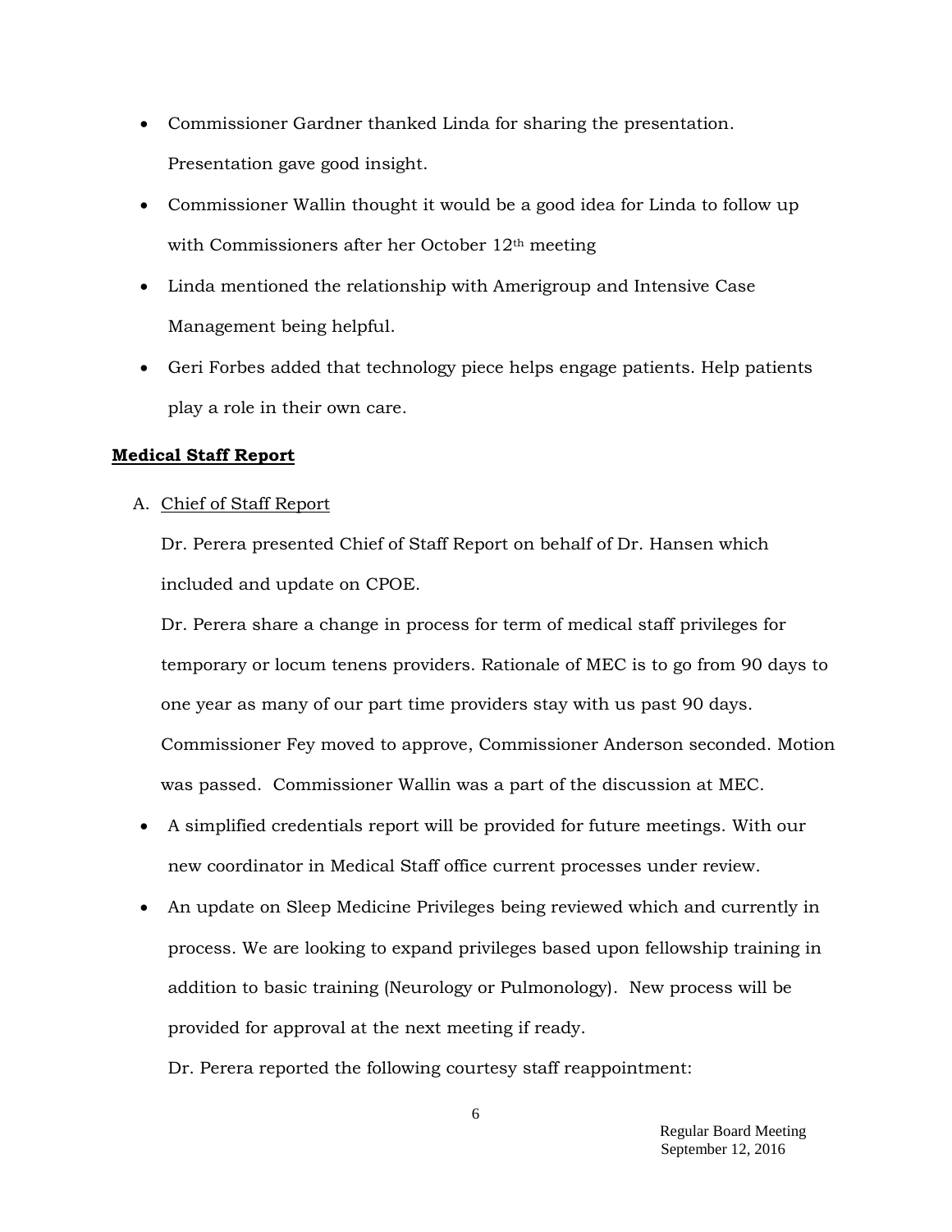- Commissioner Gardner thanked Linda for sharing the presentation. Presentation gave good insight.
- Commissioner Wallin thought it would be a good idea for Linda to follow up with Commissioners after her October 12th meeting
- Linda mentioned the relationship with Amerigroup and Intensive Case Management being helpful.
- Geri Forbes added that technology piece helps engage patients. Help patients play a role in their own care.

**Medical Staff Report**

A. Chief of Staff Report

Dr. Perera presented Chief of Staff Report on behalf of Dr. Hansen which included and update on CPOE.

Dr. Perera share a change in process for term of medical staff privileges for temporary or locum tenens providers. Rationale of MEC is to go from 90 days to one year as many of our part time providers stay with us past 90 days. Commissioner Fey moved to approve, Commissioner Anderson seconded. Motion was passed. Commissioner Wallin was a part of the discussion at MEC.

- A simplified credentials report will be provided for future meetings. With our new coordinator in Medical Staff office current processes under review.
- An update on Sleep Medicine Privileges being reviewed which and currently in process. We are looking to expand privileges based upon fellowship training in addition to basic training (Neurology or Pulmonology). New process will be provided for approval at the next meeting if ready.

Dr. Perera reported the following courtesy staff reappointment: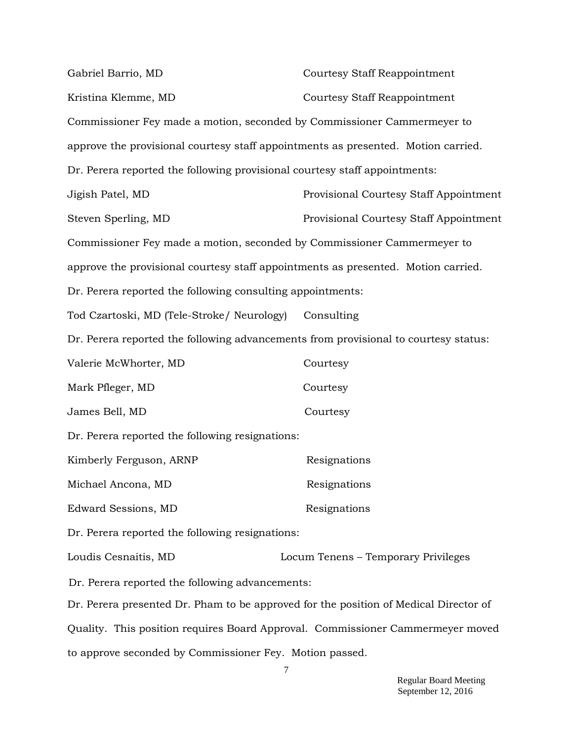Gabriel Barrio, MD Courtesy Staff Reappointment

Kristina Klemme, MD Courtesy Staff Reappointment

Commissioner Fey made a motion, seconded by Commissioner Cammermeyer to approve the provisional courtesy staff appointments as presented. Motion carried.

Dr. Perera reported the following provisional courtesy staff appointments:

Jigish Patel, MD Provisional Courtesy Staff Appointment

Steven Sperling, MD Provisional Courtesy Staff Appointment

Commissioner Fey made a motion, seconded by Commissioner Cammermeyer to approve the provisional courtesy staff appointments as presented. Motion carried.

Dr. Perera reported the following consulting appointments:

Tod Czartoski, MD (Tele-Stroke/ Neurology) Consulting

Dr. Perera reported the following advancements from provisional to courtesy status:

Valerie McWhorter, MD Courtesy

Mark Pfleger, MD Courtesy

James Bell, MD Courtesy

Dr. Perera reported the following resignations:

Kimberly Ferguson, ARNP Resignations

Michael Ancona, MD Resignations

Edward Sessions, MD Resignations

Dr. Perera reported the following resignations:

Loudis Cesnaitis, MD Locum Tenens – Temporary Privileges

Dr. Perera reported the following advancements:

Dr. Perera presented Dr. Pham to be approved for the position of Medical Director of Quality. This position requires Board Approval. Commissioner Cammermeyer moved to approve seconded by Commissioner Fey. Motion passed.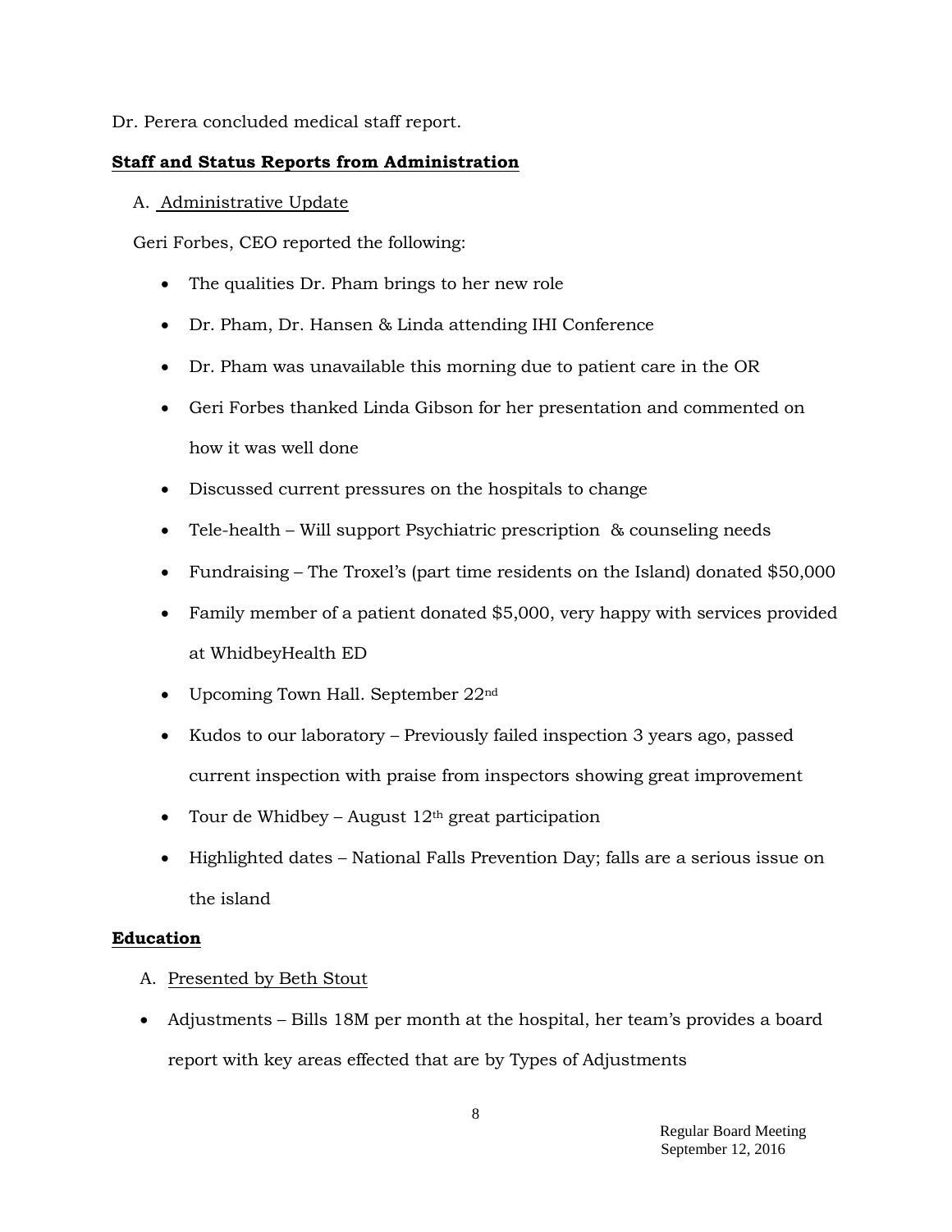Dr. Perera concluded medical staff report.

**Staff and Status Reports from Administration**

A. Administrative Update

Geri Forbes, CEO reported the following:

- The qualities Dr. Pham brings to her new role
- Dr. Pham, Dr. Hansen & Linda attending IHI Conference
- Dr. Pham was unavailable this morning due to patient care in the OR
- Geri Forbes thanked Linda Gibson for her presentation and commented on how it was well done
- Discussed current pressures on the hospitals to change
- Tele-health – Will support Psychiatric prescription & counseling needs
- Fundraising – The Troxel's (part time residents on the Island) donated $50,000
- Family member of a patient donated $5,000, very happy with services provided at WhidbeyHealth ED
- Upcoming Town Hall. September 22nd
- Kudos to our laboratory – Previously failed inspection 3 years ago, passed current inspection with praise from inspectors showing great improvement
- Tour de Whidbey – August 12th great participation
- Highlighted dates – National Falls Prevention Day; falls are a serious issue on the island

**Education**

A. Presented by Beth Stout

- Adjustments – Bills 18M per month at the hospital, her team's provides a board report with key areas effected that are by Types of Adjustments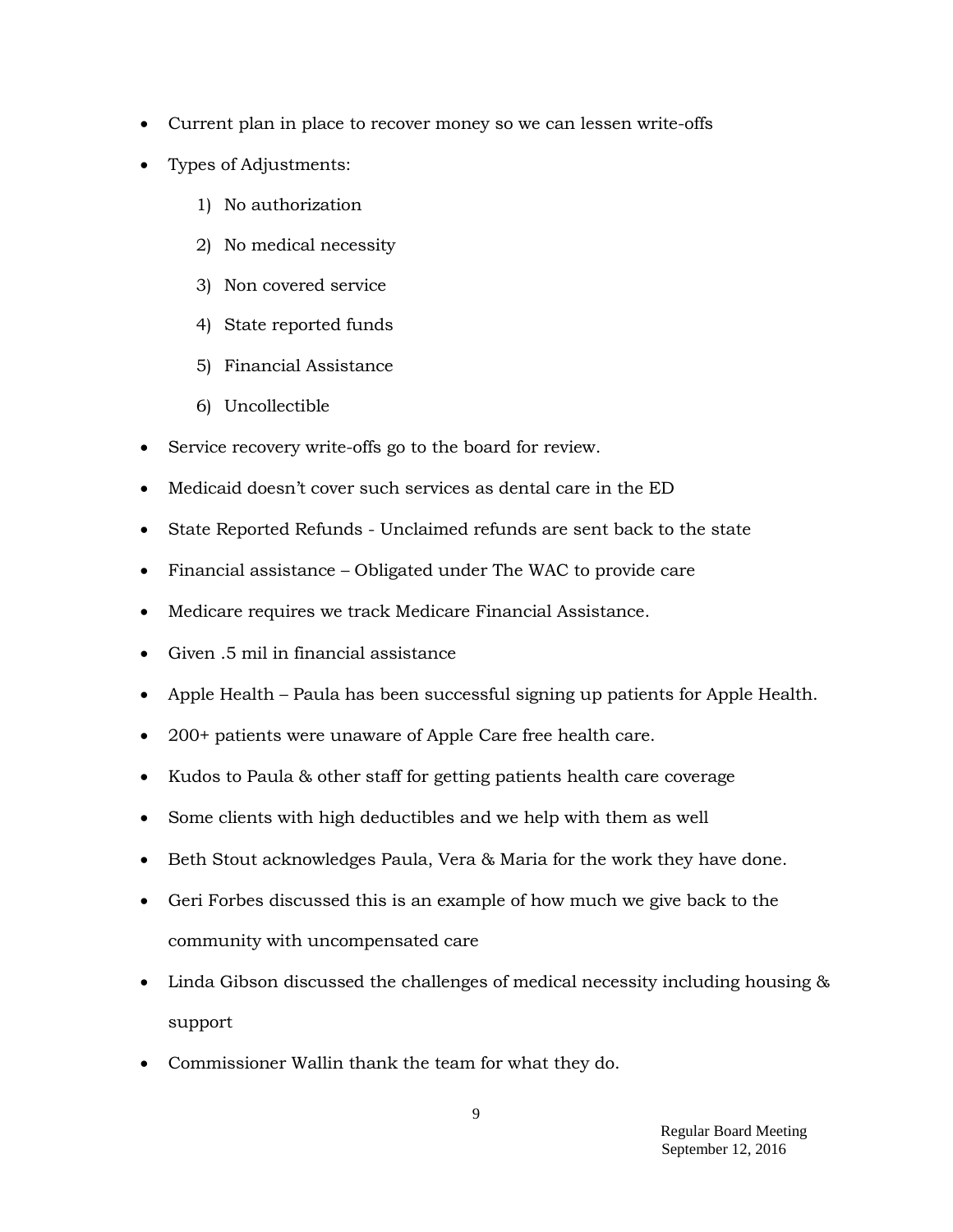- Current plan in place to recover money so we can lessen write-offs
- Types of Adjustments:
    1) No authorization
    2) No medical necessity
    3) Non covered service
    4) State reported funds
    5) Financial Assistance
    6) Uncollectible
- Service recovery write-offs go to the board for review.
- Medicaid doesn't cover such services as dental care in the ED
- State Reported Refunds - Unclaimed refunds are sent back to the state
- Financial assistance – Obligated under The WAC to provide care
- Medicare requires we track Medicare Financial Assistance.
- Given .5 mil in financial assistance
- Apple Health – Paula has been successful signing up patients for Apple Health.
- 200+ patients were unaware of Apple Care free health care.
- Kudos to Paula & other staff for getting patients health care coverage
- Some clients with high deductibles and we help with them as well
- Beth Stout acknowledges Paula, Vera & Maria for the work they have done.
- Geri Forbes discussed this is an example of how much we give back to the community with uncompensated care
- Linda Gibson discussed the challenges of medical necessity including housing & support
- Commissioner Wallin thank the team for what they do.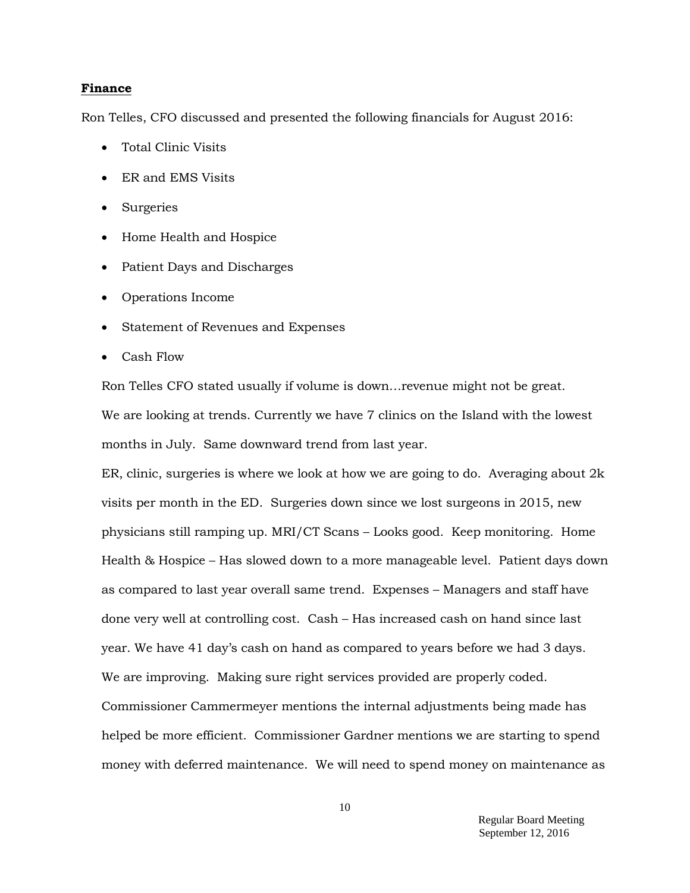**Finance**

Ron Telles, CFO discussed and presented the following financials for August 2016:

- Total Clinic Visits
- ER and EMS Visits
- Surgeries
- Home Health and Hospice
- Patient Days and Discharges
- Operations Income
- Statement of Revenues and Expenses
- Cash Flow

Ron Telles CFO stated usually if volume is down…revenue might not be great. We are looking at trends. Currently we have 7 clinics on the Island with the lowest months in July. Same downward trend from last year.

ER, clinic, surgeries is where we look at how we are going to do. Averaging about 2k visits per month in the ED. Surgeries down since we lost surgeons in 2015, new physicians still ramping up. MRI/CT Scans – Looks good. Keep monitoring. Home Health & Hospice – Has slowed down to a more manageable level. Patient days down as compared to last year overall same trend. Expenses – Managers and staff have done very well at controlling cost. Cash – Has increased cash on hand since last year. We have 41 day's cash on hand as compared to years before we had 3 days. We are improving. Making sure right services provided are properly coded. Commissioner Cammermeyer mentions the internal adjustments being made has helped be more efficient. Commissioner Gardner mentions we are starting to spend money with deferred maintenance. We will need to spend money on maintenance as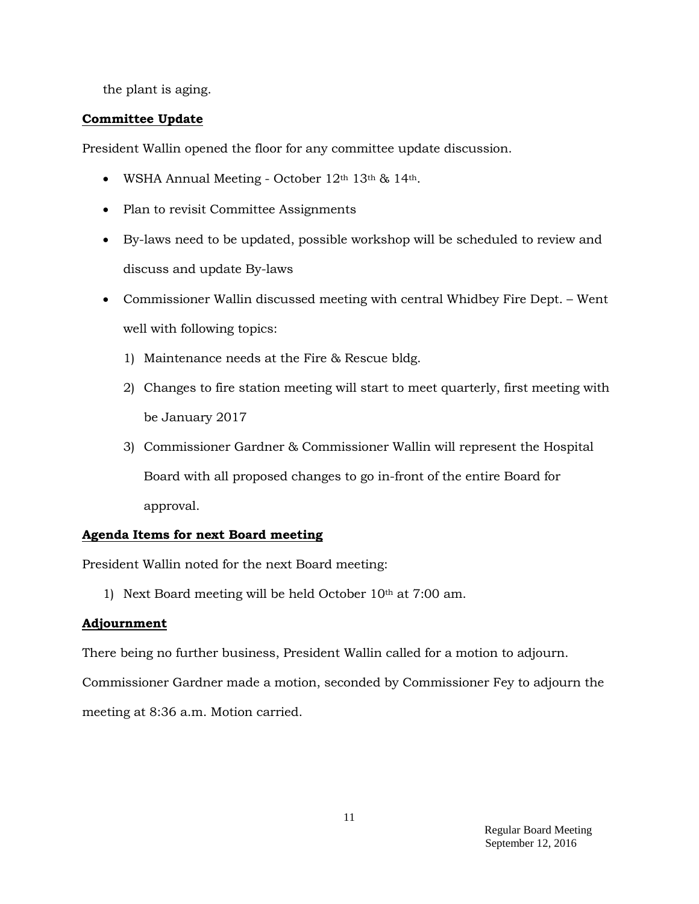the plant is aging.

**Committee Update**

President Wallin opened the floor for any committee update discussion.

- WSHA Annual Meeting - October 12th 13th & 14th.
- Plan to revisit Committee Assignments
- By-laws need to be updated, possible workshop will be scheduled to review and discuss and update By-laws
- Commissioner Wallin discussed meeting with central Whidbey Fire Dept. – Went well with following topics:
  1) Maintenance needs at the Fire & Rescue bldg.
  2) Changes to fire station meeting will start to meet quarterly, first meeting with be January 2017
  3) Commissioner Gardner & Commissioner Wallin will represent the Hospital Board with all proposed changes to go in-front of the entire Board for approval.

**Agenda Items for next Board meeting**

President Wallin noted for the next Board meeting:

1) Next Board meeting will be held October 10th at 7:00 am.

**Adjournment**

There being no further business, President Wallin called for a motion to adjourn. Commissioner Gardner made a motion, seconded by Commissioner Fey to adjourn the meeting at 8:36 a.m. Motion carried.